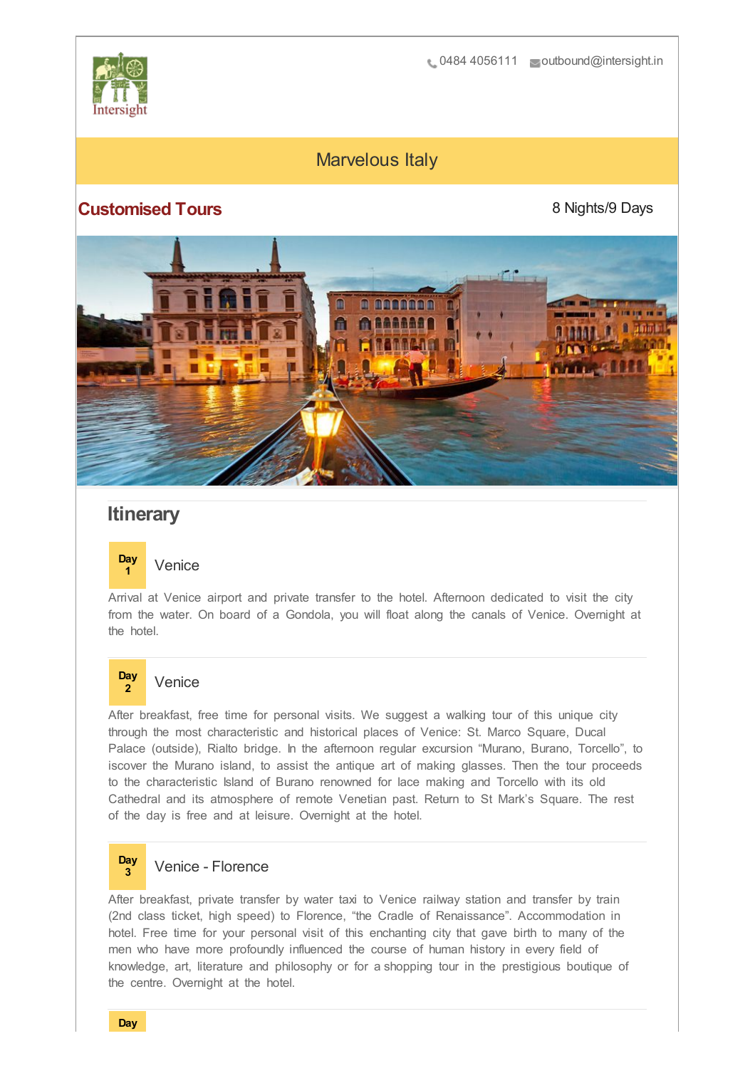Intersight

0484 4056111 outbound@intersight.in

# Marvelous Italy

## Customised Tours

8 Nights/9 Days

## Itinerary

### Day 1 Venice

Arrival at Venice airport and private transfer to the hotel. Afternoon dedicated to visit the city from the water. On board of a Gondola, you will float along the canals of Venice. Overnight at the hotel.

### Day 2 Venice

After breakfast, free time for personal visits. We suggest a walking tour of this unique city through the most characteristic and historical places of Venice: St. Marco Square, Ducal Palace (outside), Rialto bridge. In the afternoon regular excursion "Murano, Burano, Torcello", to iscover the Murano island, to assist the antique art of making glasses. Then the tour proceeds to the characteristic Island of Burano renowned for lace making and Torcello with its old Cathedral and its atmosphere of remote Venetian past. Return to St Mark's Square. The rest of the day is free and at leisure. Overnight at the hotel.

### Day 3 Venice - Florence

After breakfast, private transfer by water taxi to Venice railway station and transfer by train (2nd class ticket, high speed) to Florence, "the Cradle of Renaissance". Accommodation in hotel. Free time for your personal visit of this enchanting city that gave birth to many of the men who have more profoundly influenced the course of human history in every field of knowledge, art, literature and philosophy or for a shopping tour in the prestigious boutique of the centre. Overnight at the hotel.

Day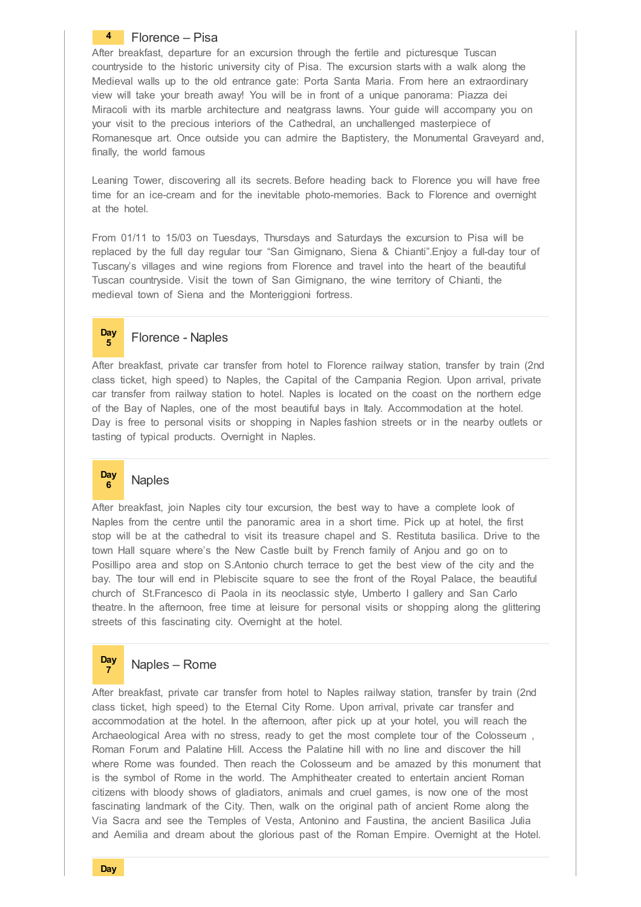## 4 Florence – Pisa

After breakfast, departure for an excursion through the fertile and picturesque Tuscan countryside to the historic university city of Pisa. The excursion starts with a walk along the Medieval walls up to the old entrance gate: Porta Santa Maria. From here an extraordinary view will take your breath away! You will be in front of a unique panorama: Piazza dei Miracoli with its marble architecture and neatgrass lawns. Your guide will accompany you on your visit to the precious interiors of the Cathedral, an unchallenged masterpiece of Romanesque art. Once outside you can admire the Baptistery, the Monumental Graveyard and, finally, the world famous

Leaning Tower, discovering all its secrets. Before heading back to Florence you will have free time for an ice-cream and for the inevitable photo-memories. Back to Florence and overnight at the hotel.

From 01/11 to 15/03 on Tuesdays, Thursdays and Saturdays the excursion to Pisa will be replaced by the full day regular tour "San Gimignano, Siena & Chianti".Enjoy a full-day tour of Tuscany's villages and wine regions from Florence and travel into the heart of the beautiful Tuscan countryside. Visit the town of San Gimignano, the wine territory of Chianti, the medieval town of Siena and the Monteriggioni fortress.

## Day 5 Florence - Naples

After breakfast, private car transfer from hotel to Florence railway station, transfer by train (2nd class ticket, high speed) to Naples, the Capital of the Campania Region. Upon arrival, private car transfer from railway station to hotel. Naples is located on the coast on the northern edge of the Bay of Naples, one of the most beautiful bays in Italy. Accommodation at the hotel. Day is free to personal visits or shopping in Naples fashion streets or in the nearby outlets or tasting of typical products. Overnight in Naples.

## Day 6 Naples

After breakfast, join Naples city tour excursion, the best way to have a complete look of Naples from the centre until the panoramic area in a short time. Pick up at hotel, the first stop will be at the cathedral to visit its treasure chapel and S. Restituta basilica. Drive to the town Hall square where's the New Castle built by French family of Anjou and go on to Posillipo area and stop on S.Antonio church terrace to get the best view of the city and the bay. The tour will end in Plebiscite square to see the front of the Royal Palace, the beautiful church of St.Francesco di Paola in its neoclassic style, Umberto I gallery and San Carlo theatre. In the afternoon, free time at leisure for personal visits or shopping along the glittering streets of this fascinating city. Overnight at the hotel.

## Day 7 Naples – Rome

After breakfast, private car transfer from hotel to Naples railway station, transfer by train (2nd class ticket, high speed) to the Eternal City Rome. Upon arrival, private car transfer and accommodation at the hotel. In the afternoon, after pick up at your hotel, you will reach the Archaeological Area with no stress, ready to get the most complete tour of the Colosseum , Roman Forum and Palatine Hill. Access the Palatine hill with no line and discover the hill where Rome was founded. Then reach the Colosseum and be amazed by this monument that is the symbol of Rome in the world. The Amphitheater created to entertain ancient Roman citizens with bloody shows of gladiators, animals and cruel games, is now one of the most fascinating landmark of the City. Then, walk on the original path of ancient Rome along the Via Sacra and see the Temples of Vesta, Antonino and Faustina, the ancient Basilica Julia and Aemilia and dream about the glorious past of the Roman Empire. Overnight at the Hotel.

Day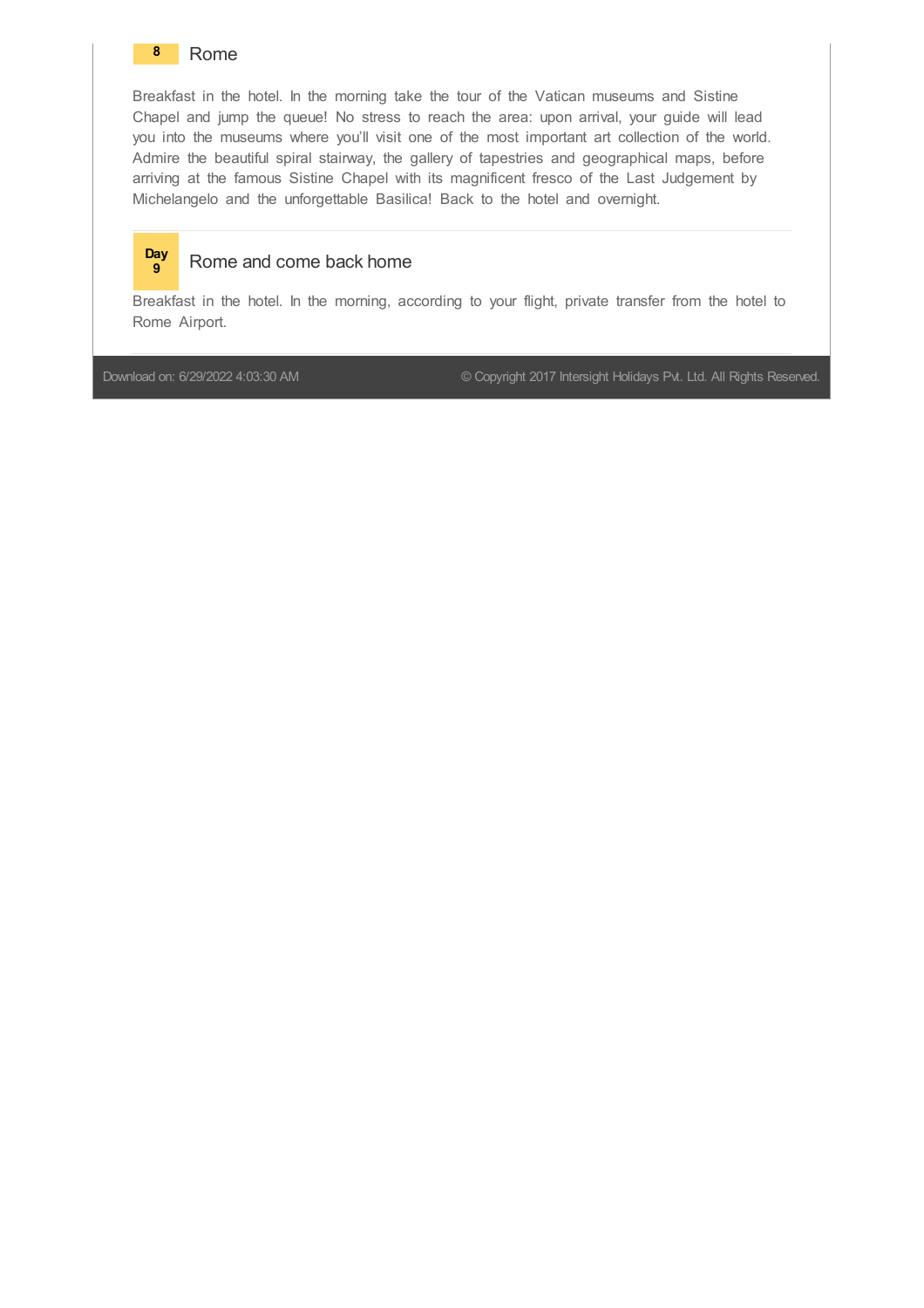## 8 Rome

Breakfast in the hotel. In the morning take the tour of the Vatican museums and Sistine Chapel and jump the queue! No stress to reach the area: upon arrival, your guide will lead you into the museums where you'll visit one of the most important art collection of the world. Admire the beautiful spiral stairway, the gallery of tapestries and geographical maps, before arriving at the famous Sistine Chapel with its magnificent fresco of the Last Judgement by Michelangelo and the unforgettable Basilica! Back to the hotel and overnight.

## Day 9 Rome and come back home

Breakfast in the hotel. In the morning, according to your flight, private transfer from the hotel to Rome Airport.

Download on: 6/29/2022 4:03:30 AM

© Copyright 2017 Intersight Holidays Pvt. Ltd. All Rights Reserved.